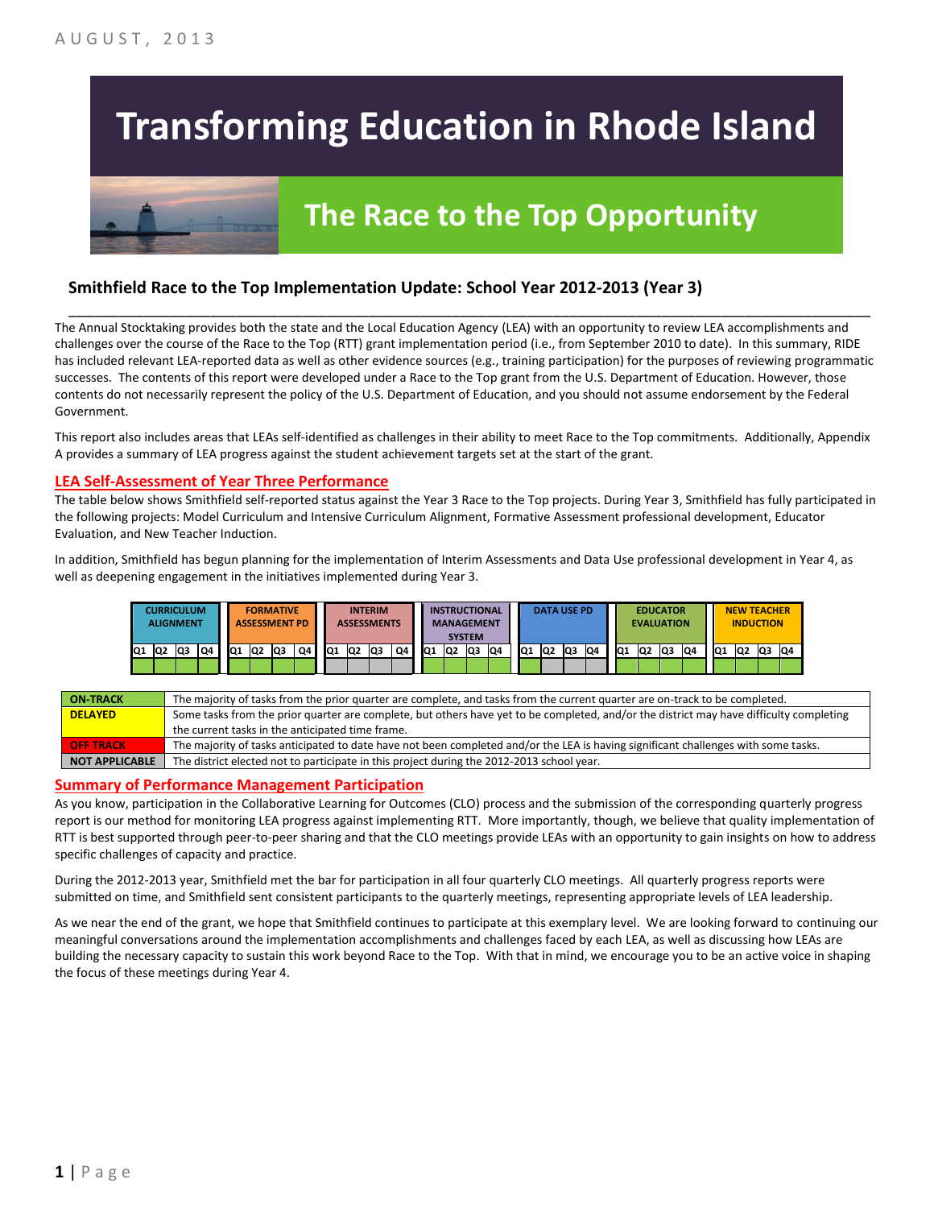AUGUST, 2013

# Transforming Education in Rhode Island

## The Race to the Top Opportunity

### Smithfield Race to the Top Implementation Update: School Year 2012-2013 (Year 3)

The Annual Stocktaking provides both the state and the Local Education Agency (LEA) with an opportunity to review LEA accomplishments and challenges over the course of the Race to the Top (RTT) grant implementation period (i.e., from September 2010 to date). In this summary, RIDE has included relevant LEA-reported data as well as other evidence sources (e.g., training participation) for the purposes of reviewing programmatic successes. The contents of this report were developed under a Race to the Top grant from the U.S. Department of Education. However, those contents do not necessarily represent the policy of the U.S. Department of Education, and you should not assume endorsement by the Federal Government.

This report also includes areas that LEAs self-identified as challenges in their ability to meet Race to the Top commitments. Additionally, Appendix A provides a summary of LEA progress against the student achievement targets set at the start of the grant.

## LEA Self-Assessment of Year Three Performance

The table below shows Smithfield self-reported status against the Year 3 Race to the Top projects. During Year 3, Smithfield has fully participated in the following projects: Model Curriculum and Intensive Curriculum Alignment, Formative Assessment professional development, Educator Evaluation, and New Teacher Induction.

In addition, Smithfield has begun planning for the implementation of Interim Assessments and Data Use professional development in Year 4, as well as deepening engagement in the initiatives implemented during Year 3.

| CURRICULUM ALIGNMENT | | | | FORMATIVE ASSESSMENT PD | | | | INTERIM ASSESSMENTS | | | | INSTRUCTIONAL MANAGEMENT SYSTEM | | | | DATA USE PD | | | | EDUCATOR EVALUATION | | | | NEW TEACHER INDUCTION | | | |
|---|---|---|---|---|---|---|---|---|---|---|---|---|---|---|---|---|---|---|---|---|---|---|---|---|---|---|---|
| Q1 | Q2 | Q3 | Q4 | Q1 | Q2 | Q3 | Q4 | Q1 | Q2 | Q3 | Q4 | Q1 | Q2 | Q3 | Q4 | Q1 | Q2 | Q3 | Q4 | Q1 | Q2 | Q3 | Q4 | Q1 | Q2 | Q3 | Q4 |
| On-Track | On-Track | On-Track | On-Track | On-Track | On-Track | On-Track | On-Track | Not Applicable | Not Applicable | Not Applicable | Not Applicable | On-Track | On-Track | On-Track | On-Track | On-Track | Not Applicable | Not Applicable | Not Applicable | On-Track | On-Track | On-Track | On-Track | On-Track | On-Track | On-Track | On-Track |

| | |
|---|---|
| **ON-TRACK** | The majority of tasks from the prior quarter are complete, and tasks from the current quarter are on-track to be completed. |
| **DELAYED** | Some tasks from the prior quarter are complete, but others have yet to be completed, and/or the district may have difficulty completing the current tasks in the anticipated time frame. |
| **OFF TRACK** | The majority of tasks anticipated to date have not been completed and/or the LEA is having significant challenges with some tasks. |
| **NOT APPLICABLE** | The district elected not to participate in this project during the 2012-2013 school year. |

## Summary of Performance Management Participation

As you know, participation in the Collaborative Learning for Outcomes (CLO) process and the submission of the corresponding quarterly progress report is our method for monitoring LEA progress against implementing RTT. More importantly, though, we believe that quality implementation of RTT is best supported through peer-to-peer sharing and that the CLO meetings provide LEAs with an opportunity to gain insights on how to address specific challenges of capacity and practice.

During the 2012-2013 year, Smithfield met the bar for participation in all four quarterly CLO meetings. All quarterly progress reports were submitted on time, and Smithfield sent consistent participants to the quarterly meetings, representing appropriate levels of LEA leadership.

As we near the end of the grant, we hope that Smithfield continues to participate at this exemplary level. We are looking forward to continuing our meaningful conversations around the implementation accomplishments and challenges faced by each LEA, as well as discussing how LEAs are building the necessary capacity to sustain this work beyond Race to the Top. With that in mind, we encourage you to be an active voice in shaping the focus of these meetings during Year 4.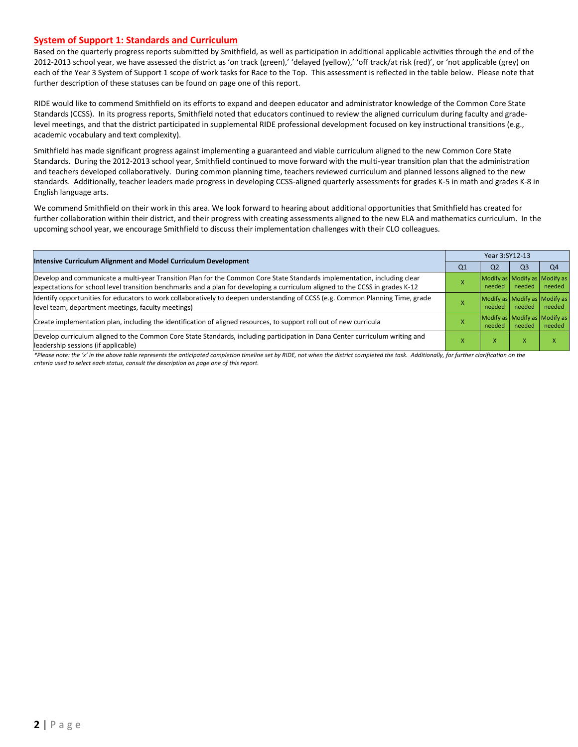## System of Support 1: Standards and Curriculum

Based on the quarterly progress reports submitted by Smithfield, as well as participation in additional applicable activities through the end of the 2012-2013 school year, we have assessed the district as 'on track (green),' 'delayed (yellow),' 'off track/at risk (red)', or 'not applicable (grey) on each of the Year 3 System of Support 1 scope of work tasks for Race to the Top. This assessment is reflected in the table below. Please note that further description of these statuses can be found on page one of this report.

RIDE would like to commend Smithfield on its efforts to expand and deepen educator and administrator knowledge of the Common Core State Standards (CCSS). In its progress reports, Smithfield noted that educators continued to review the aligned curriculum during faculty and grade-level meetings, and that the district participated in supplemental RIDE professional development focused on key instructional transitions (e.g., academic vocabulary and text complexity).

Smithfield has made significant progress against implementing a guaranteed and viable curriculum aligned to the new Common Core State Standards. During the 2012-2013 school year, Smithfield continued to move forward with the multi-year transition plan that the administration and teachers developed collaboratively. During common planning time, teachers reviewed curriculum and planned lessons aligned to the new standards. Additionally, teacher leaders made progress in developing CCSS-aligned quarterly assessments for grades K-5 in math and grades K-8 in English language arts.

We commend Smithfield on their work in this area. We look forward to hearing about additional opportunities that Smithfield has created for further collaboration within their district, and their progress with creating assessments aligned to the new ELA and mathematics curriculum. In the upcoming school year, we encourage Smithfield to discuss their implementation challenges with their CLO colleagues.

| Intensive Curriculum Alignment and Model Curriculum Development | Year 3:SY12-13 | | | |
|---|---|---|---|---|
| | Q1 | Q2 | Q3 | Q4 |
| Develop and communicate a multi-year Transition Plan for the Common Core State Standards implementation, including clear expectations for school level transition benchmarks and a plan for developing a curriculum aligned to the CCSS in grades K-12 | X | Modify as needed | Modify as needed | Modify as needed |
| Identify opportunities for educators to work collaboratively to deepen understanding of CCSS (e.g. Common Planning Time, grade level team, department meetings, faculty meetings) | X | Modify as needed | Modify as needed | Modify as needed |
| Create implementation plan, including the identification of aligned resources, to support roll out of new curricula | X | Modify as needed | Modify as needed | Modify as needed |
| Develop curriculum aligned to the Common Core State Standards, including participation in Dana Center curriculum writing and leadership sessions (if applicable) | X | X | X | X |

*\*Please note: the 'x' in the above table represents the anticipated completion timeline set by RIDE, not when the district completed the task. Additionally, for further clarification on the criteria used to select each status, consult the description on page one of this report.*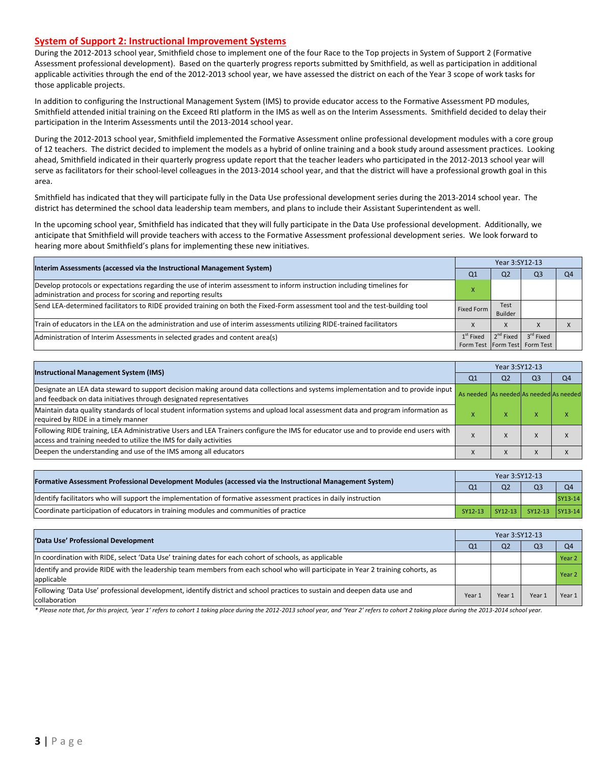## System of Support 2: Instructional Improvement Systems

During the 2012-2013 school year, Smithfield chose to implement one of the four Race to the Top projects in System of Support 2 (Formative Assessment professional development). Based on the quarterly progress reports submitted by Smithfield, as well as participation in additional applicable activities through the end of the 2012-2013 school year, we have assessed the district on each of the Year 3 scope of work tasks for those applicable projects.

In addition to configuring the Instructional Management System (IMS) to provide educator access to the Formative Assessment PD modules, Smithfield attended initial training on the Exceed RtI platform in the IMS as well as on the Interim Assessments. Smithfield decided to delay their participation in the Interim Assessments until the 2013-2014 school year.

During the 2012-2013 school year, Smithfield implemented the Formative Assessment online professional development modules with a core group of 12 teachers. The district decided to implement the models as a hybrid of online training and a book study around assessment practices. Looking ahead, Smithfield indicated in their quarterly progress update report that the teacher leaders who participated in the 2012-2013 school year will serve as facilitators for their school-level colleagues in the 2013-2014 school year, and that the district will have a professional growth goal in this area.

Smithfield has indicated that they will participate fully in the Data Use professional development series during the 2013-2014 school year. The district has determined the school data leadership team members, and plans to include their Assistant Superintendent as well.

In the upcoming school year, Smithfield has indicated that they will fully participate in the Data Use professional development. Additionally, we anticipate that Smithfield will provide teachers with access to the Formative Assessment professional development series. We look forward to hearing more about Smithfield's plans for implementing these new initiatives.

| Interim Assessments (accessed via the Instructional Management System) | Year 3:SY12-13 | | | |
|---|---|---|---|---|
| | Q1 | Q2 | Q3 | Q4 |
| Develop protocols or expectations regarding the use of interim assessment to inform instruction including timelines for administration and process for scoring and reporting results | X | | | |
| Send LEA-determined facilitators to RIDE provided training on both the Fixed-Form assessment tool and the test-building tool | Fixed Form | Test Builder | | |
| Train of educators in the LEA on the administration and use of interim assessments utilizing RIDE-trained facilitators | X | X | X | X |
| Administration of Interim Assessments in selected grades and content area(s) | 1st Fixed Form Test | 2nd Fixed Form Test | 3rd Fixed Form Test | |

| Instructional Management System (IMS) | Year 3:SY12-13 | | | |
|---|---|---|---|---|
| | Q1 | Q2 | Q3 | Q4 |
| Designate an LEA data steward to support decision making around data collections and systems implementation and to provide input and feedback on data initiatives through designated representatives | As needed | As needed | As needed | As needed |
| Maintain data quality standards of local student information systems and upload local assessment data and program information as required by RIDE in a timely manner | X | X | X | X |
| Following RIDE training, LEA Administrative Users and LEA Trainers configure the IMS for educator use and to provide end users with access and training needed to utilize the IMS for daily activities | X | X | X | X |
| Deepen the understanding and use of the IMS among all educators | X | X | X | X |

| Formative Assessment Professional Development Modules (accessed via the Instructional Management System) | Year 3:SY12-13 | | | |
|---|---|---|---|---|
| | Q1 | Q2 | Q3 | Q4 |
| Identify facilitators who will support the implementation of formative assessment practices in daily instruction | | | | SY13-14 |
| Coordinate participation of educators in training modules and communities of practice | SY12-13 | SY12-13 | SY12-13 | SY13-14 |

| 'Data Use' Professional Development | Year 3:SY12-13 | | | |
|---|---|---|---|---|
| | Q1 | Q2 | Q3 | Q4 |
| In coordination with RIDE, select 'Data Use' training dates for each cohort of schools, as applicable | | | | Year 2 |
| Identify and provide RIDE with the leadership team members from each school who will participate in Year 2 training cohorts, as applicable | | | | Year 2 |
| Following 'Data Use' professional development, identify district and school practices to sustain and deepen data use and collaboration | Year 1 | Year 1 | Year 1 | Year 1 |

*\* Please note that, for this project, 'year 1' refers to cohort 1 taking place during the 2012-2013 school year, and 'Year 2' refers to cohort 2 taking place during the 2013-2014 school year.*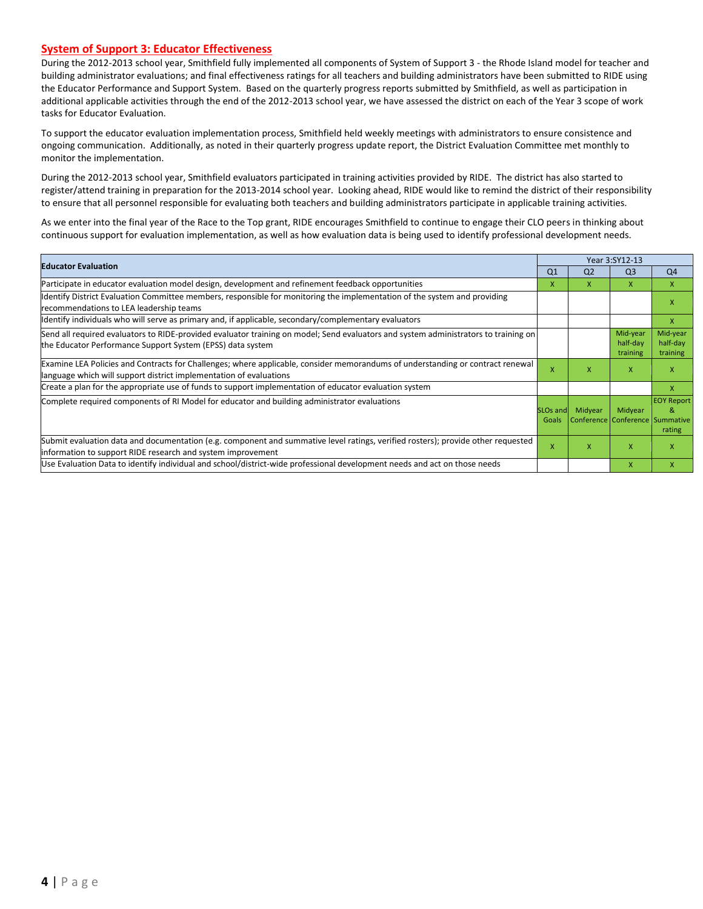## System of Support 3: Educator Effectiveness

During the 2012-2013 school year, Smithfield fully implemented all components of System of Support 3 - the Rhode Island model for teacher and building administrator evaluations; and final effectiveness ratings for all teachers and building administrators have been submitted to RIDE using the Educator Performance and Support System. Based on the quarterly progress reports submitted by Smithfield, as well as participation in additional applicable activities through the end of the 2012-2013 school year, we have assessed the district on each of the Year 3 scope of work tasks for Educator Evaluation.

To support the educator evaluation implementation process, Smithfield held weekly meetings with administrators to ensure consistence and ongoing communication. Additionally, as noted in their quarterly progress update report, the District Evaluation Committee met monthly to monitor the implementation.

During the 2012-2013 school year, Smithfield evaluators participated in training activities provided by RIDE. The district has also started to register/attend training in preparation for the 2013-2014 school year. Looking ahead, RIDE would like to remind the district of their responsibility to ensure that all personnel responsible for evaluating both teachers and building administrators participate in applicable training activities.

As we enter into the final year of the Race to the Top grant, RIDE encourages Smithfield to continue to engage their CLO peers in thinking about continuous support for evaluation implementation, as well as how evaluation data is being used to identify professional development needs.

| Educator Evaluation | Year 3:SY12-13 | | | |
|---|---|---|---|---|
| | Q1 | Q2 | Q3 | Q4 |
| Participate in educator evaluation model design, development and refinement feedback opportunities | X | X | X | X |
| Identify District Evaluation Committee members, responsible for monitoring the implementation of the system and providing recommendations to LEA leadership teams | | | | X |
| Identify individuals who will serve as primary and, if applicable, secondary/complementary evaluators | | | | X |
| Send all required evaluators to RIDE-provided evaluator training on model; Send evaluators and system administrators to training on the Educator Performance Support System (EPSS) data system | | | Mid-year half-day training | Mid-year half-day training |
| Examine LEA Policies and Contracts for Challenges; where applicable, consider memorandums of understanding or contract renewal language which will support district implementation of evaluations | X | X | X | X |
| Create a plan for the appropriate use of funds to support implementation of educator evaluation system | | | | X |
| Complete required components of RI Model for educator and building administrator evaluations | SLOs and Goals | Midyear Conference | Midyear Conference | EOY Report & Summative rating |
| Submit evaluation data and documentation (e.g. component and summative level ratings, verified rosters); provide other requested information to support RIDE research and system improvement | X | X | X | X |
| Use Evaluation Data to identify individual and school/district-wide professional development needs and act on those needs | | | X | X |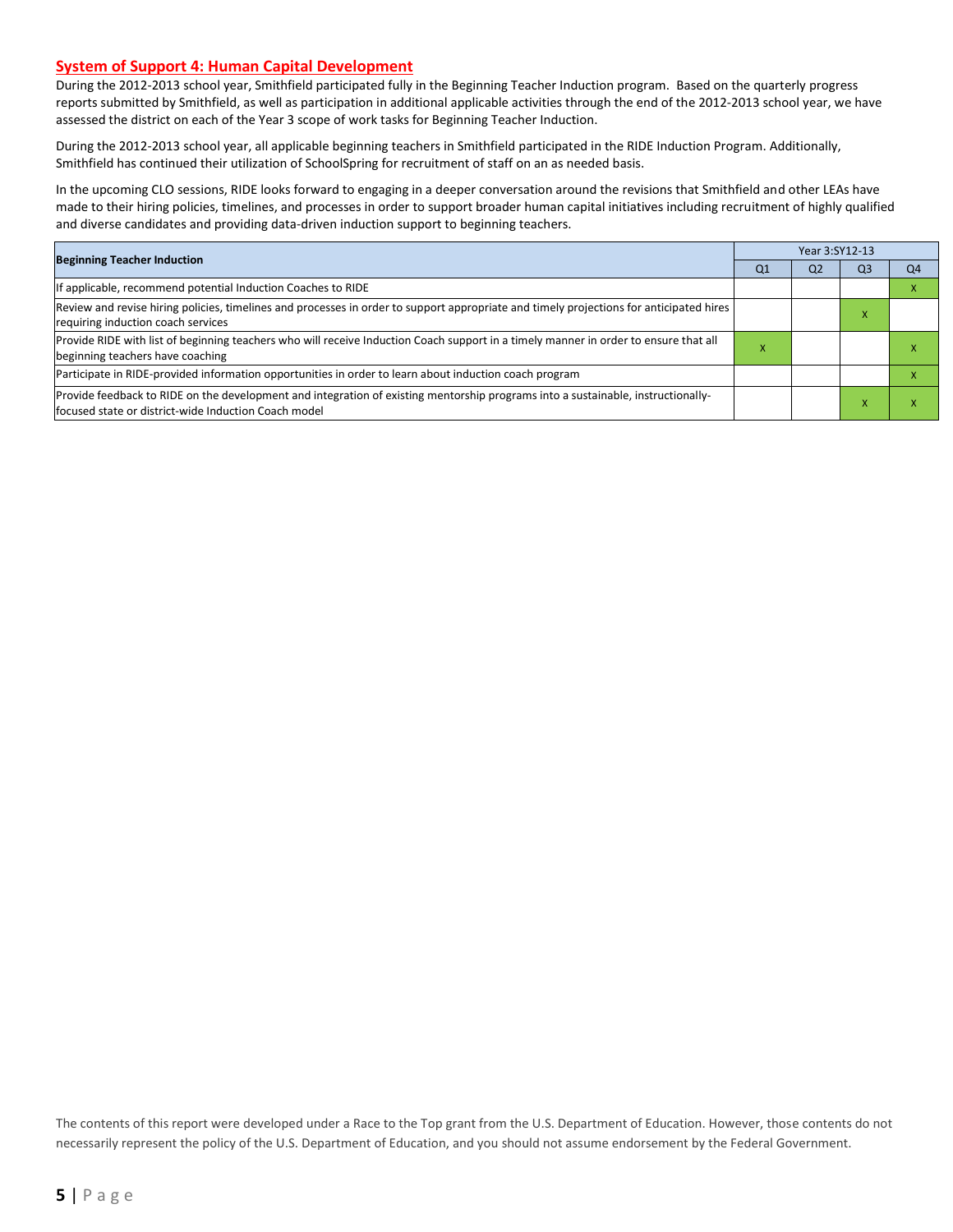## System of Support 4: Human Capital Development

During the 2012-2013 school year, Smithfield participated fully in the Beginning Teacher Induction program. Based on the quarterly progress reports submitted by Smithfield, as well as participation in additional applicable activities through the end of the 2012-2013 school year, we have assessed the district on each of the Year 3 scope of work tasks for Beginning Teacher Induction.

During the 2012-2013 school year, all applicable beginning teachers in Smithfield participated in the RIDE Induction Program. Additionally, Smithfield has continued their utilization of SchoolSpring for recruitment of staff on an as needed basis.

In the upcoming CLO sessions, RIDE looks forward to engaging in a deeper conversation around the revisions that Smithfield and other LEAs have made to their hiring policies, timelines, and processes in order to support broader human capital initiatives including recruitment of highly qualified and diverse candidates and providing data-driven induction support to beginning teachers.

| Beginning Teacher Induction | Year 3:SY12-13 | | | |
|---|---|---|---|---|
| | Q1 | Q2 | Q3 | Q4 |
| If applicable, recommend potential Induction Coaches to RIDE | | | | x |
| Review and revise hiring policies, timelines and processes in order to support appropriate and timely projections for anticipated hires requiring induction coach services | | | x | |
| Provide RIDE with list of beginning teachers who will receive Induction Coach support in a timely manner in order to ensure that all beginning teachers have coaching | x | | | x |
| Participate in RIDE-provided information opportunities in order to learn about induction coach program | | | | x |
| Provide feedback to RIDE on the development and integration of existing mentorship programs into a sustainable, instructionally-focused state or district-wide Induction Coach model | | | x | x |

The contents of this report were developed under a Race to the Top grant from the U.S. Department of Education. However, those contents do not necessarily represent the policy of the U.S. Department of Education, and you should not assume endorsement by the Federal Government.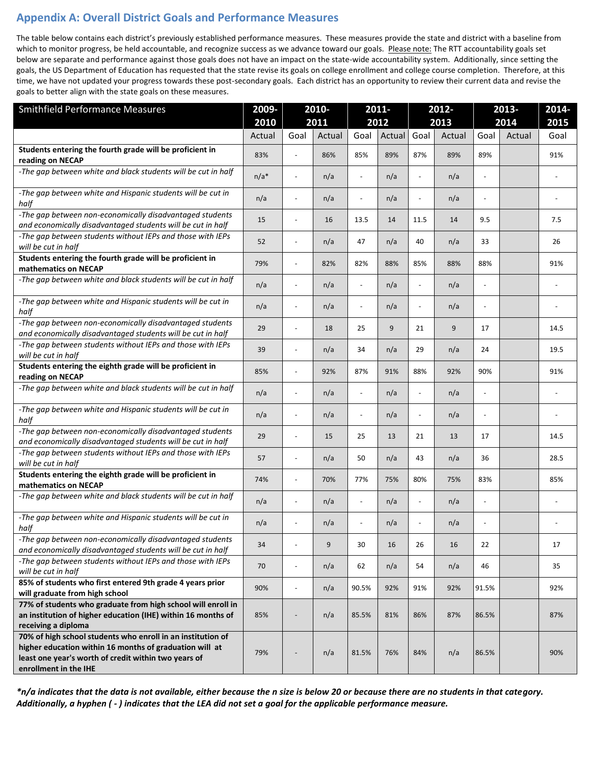## Appendix A: Overall District Goals and Performance Measures

The table below contains each district's previously established performance measures. These measures provide the state and district with a baseline from which to monitor progress, be held accountable, and recognize success as we advance toward our goals. Please note: The RTT accountability goals set below are separate and performance against those goals does not have an impact on the state-wide accountability system. Additionally, since setting the goals, the US Department of Education has requested that the state revise its goals on college enrollment and college course completion. Therefore, at this time, we have not updated your progress towards these post-secondary goals. Each district has an opportunity to review their current data and revise the goals to better align with the state goals on these measures.

| Smithfield Performance Measures | 2009-2010 | 2010-2011 | | 2011-2012 | | 2012-2013 | | 2013-2014 | | 2014-2015 |
|---|---|---|---|---|---|---|---|---|---|---|
| | Actual | Goal | Actual | Goal | Actual | Goal | Actual | Goal | Actual | Goal |
| **Students entering the fourth grade will be proficient in reading on NECAP** | 83% | - | 86% | 85% | 89% | 87% | 89% | 89% | | 91% |
| *-The gap between white and black students will be cut in half* | n/a* | - | n/a | - | n/a | - | n/a | - | | - |
| *-The gap between white and Hispanic students will be cut in half* | n/a | - | n/a | - | n/a | - | n/a | - | | - |
| *-The gap between non-economically disadvantaged students and economically disadvantaged students will be cut in half* | 15 | - | 16 | 13.5 | 14 | 11.5 | 14 | 9.5 | | 7.5 |
| *-The gap between students without IEPs and those with IEPs will be cut in half* | 52 | - | n/a | 47 | n/a | 40 | n/a | 33 | | 26 |
| **Students entering the fourth grade will be proficient in mathematics on NECAP** | 79% | - | 82% | 82% | 88% | 85% | 88% | 88% | | 91% |
| *-The gap between white and black students will be cut in half* | n/a | - | n/a | - | n/a | - | n/a | - | | - |
| *-The gap between white and Hispanic students will be cut in half* | n/a | - | n/a | - | n/a | - | n/a | - | | - |
| *-The gap between non-economically disadvantaged students and economically disadvantaged students will be cut in half* | 29 | - | 18 | 25 | 9 | 21 | 9 | 17 | | 14.5 |
| *-The gap between students without IEPs and those with IEPs will be cut in half* | 39 | - | n/a | 34 | n/a | 29 | n/a | 24 | | 19.5 |
| **Students entering the eighth grade will be proficient in reading on NECAP** | 85% | - | 92% | 87% | 91% | 88% | 92% | 90% | | 91% |
| *-The gap between white and black students will be cut in half* | n/a | - | n/a | - | n/a | - | n/a | - | | - |
| *-The gap between white and Hispanic students will be cut in half* | n/a | - | n/a | - | n/a | - | n/a | - | | - |
| *-The gap between non-economically disadvantaged students and economically disadvantaged students will be cut in half* | 29 | - | 15 | 25 | 13 | 21 | 13 | 17 | | 14.5 |
| *-The gap between students without IEPs and those with IEPs will be cut in half* | 57 | - | n/a | 50 | n/a | 43 | n/a | 36 | | 28.5 |
| **Students entering the eighth grade will be proficient in mathematics on NECAP** | 74% | - | 70% | 77% | 75% | 80% | 75% | 83% | | 85% |
| *-The gap between white and black students will be cut in half* | n/a | - | n/a | - | n/a | - | n/a | - | | - |
| *-The gap between white and Hispanic students will be cut in half* | n/a | - | n/a | - | n/a | - | n/a | - | | - |
| *-The gap between non-economically disadvantaged students and economically disadvantaged students will be cut in half* | 34 | - | 9 | 30 | 16 | 26 | 16 | 22 | | 17 |
| *-The gap between students without IEPs and those with IEPs will be cut in half* | 70 | - | n/a | 62 | n/a | 54 | n/a | 46 | | 35 |
| **85% of students who first entered 9th grade 4 years prior will graduate from high school** | 90% | - | n/a | 90.5% | 92% | 91% | 92% | 91.5% | | 92% |
| **77% of students who graduate from high school will enroll in an institution of higher education (IHE) within 16 months of receiving a diploma** | 85% | - | n/a | 85.5% | 81% | 86% | 87% | 86.5% | | 87% |
| **70% of high school students who enroll in an institution of higher education within 16 months of graduation will at least one year's worth of credit within two years of enrollment in the IHE** | 79% | - | n/a | 81.5% | 76% | 84% | n/a | 86.5% | | 90% |

***n/a indicates that the data is not available, either because the n size is below 20 or because there are no students in that category. Additionally, a hyphen ( - ) indicates that the LEA did not set a goal for the applicable performance measure.***